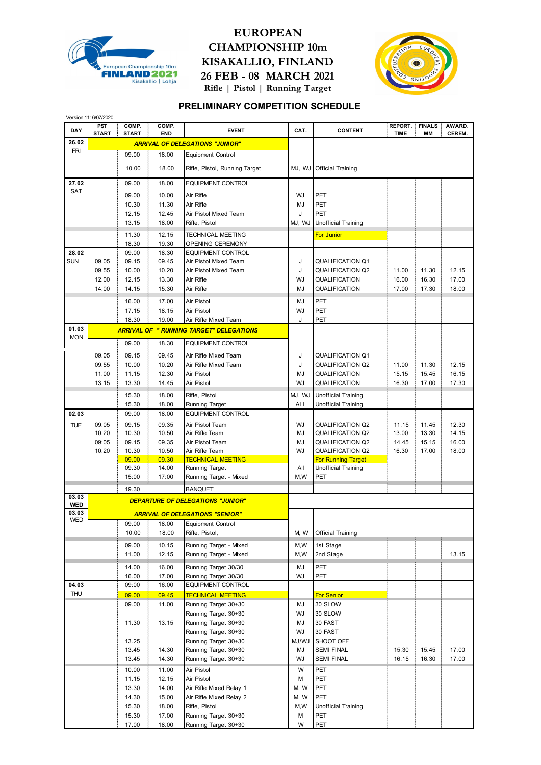# EUROPEAN CHAMPIONSHIP 10m KISAKALLIO, FINLAND 26 FEB - 08 MARCH 2021

Rifle | Pistol | Running Target

## PRELIMINARY COMPETITION SCHEDULE

Version 11: 6/07/2020

| DAY | PST START | COMP. START | COMP. END | EVENT | CAT. | CONTENT | REPORT. TIME | FINALS MM | AWARD. CEREM. |
|---|---|---|---|---|---|---|---|---|---|
| 26.02 | | | | ARRIVAL OF DELEGATIONS "JUNIOR" | | | | | |
| FRI | | 09.00 | 18.00 | Equipment Control | | | | | |
| | | 10.00 | 18.00 | Rifle, Pistol, Running Target | MJ, WJ | Official Training | | | |
| 27.02 SAT | | 09.00 | 18.00 | EQUIPMENT CONTROL | | | | | |
| | | 09.00 | 10.00 | Air Rifle | WJ | PET | | | |
| | | 10.30 | 11.30 | Air Rifle | MJ | PET | | | |
| | | 12.15 | 12.45 | Air Pistol Mixed Team | J | PET | | | |
| | | 13.15 | 18.00 | Rifle, Pistol | MJ, WJ | Unofficial Training | | | |
| | | 11.30 | 12.15 | TECHNICAL MEETING | | For Junior | | | |
| | | 18.30 | 19.30 | OPENING CEREMONY | | | | | |
| 28.02 | | 09.00 | 18.30 | EQUIPMENT CONTROL | | | | | |
| SUN | 09.05 | 09.15 | 09.45 | Air Pistol Mixed Team | J | QUALIFICATION Q1 | | | |
| | 09.55 | 10.00 | 10.20 | Air Pistol Mixed Team | J | QUALIFICATION Q2 | 11.00 | 11.30 | 12.15 |
| | 12.00 | 12.15 | 13.30 | Air Rifle | WJ | QUALIFICATION | 16.00 | 16.30 | 17.00 |
| | 14.00 | 14.15 | 15.30 | Air Rifle | MJ | QUALIFICATION | 17.00 | 17.30 | 18.00 |
| | | 16.00 | 17.00 | Air Pistol | MJ | PET | | | |
| | | 17.15 | 18.15 | Air Pistol | WJ | PET | | | |
| | | 18.30 | 19.00 | Air Rifle Mixed Team | J | PET | | | |
| 01.03 | | | | ARRIVAL OF " RUNNING TARGET" DELEGATIONS | | | | | |
| MON | | 09.00 | 18.30 | EQUIPMENT CONTROL | | | | | |
| | 09.05 | 09.15 | 09.45 | Air Rifle Mixed Team | J | QUALIFICATION Q1 | | | |
| | 09.55 | 10.00 | 10.20 | Air Rifle Mixed Team | J | QUALIFICATION Q2 | 11.00 | 11.30 | 12.15 |
| | 11.00 | 11.15 | 12.30 | Air Pistol | MJ | QUALIFICATION | 15.15 | 15.45 | 16.15 |
| | 13.15 | 13.30 | 14.45 | Air Pistol | WJ | QUALIFICATION | 16.30 | 17.00 | 17.30 |
| | | 15.30 | 18.00 | Rifle, Pistol | MJ, WJ | Unofficial Training | | | |
| | | 15.30 | 18.00 | Running Target | ALL | Unofficial Training | | | |
| 02.03 | | 09.00 | 18.00 | EQUIPMENT CONTROL | | | | | |
| TUE | 09.05 | 09.15 | 09.35 | Air Pistol Team | WJ | QUALIFICATION Q2 | 11.15 | 11.45 | 12.30 |
| | 10.20 | 10.30 | 10.50 | Air Rifle Team | MJ | QUALIFICATION Q2 | 13.00 | 13.30 | 14.15 |
| | 09:05 | 09.15 | 09.35 | Air Pistol Team | MJ | QUALIFICATION Q2 | 14.45 | 15.15 | 16.00 |
| | 10.20 | 10.30 | 10.50 | Air Rifle Team | WJ | QUALIFICATION Q2 | 16.30 | 17.00 | 18.00 |
| | | 09.00 | 09.30 | TECHNICAL MEETING | | For Running Target | | | |
| | | 09.30 | 14.00 | Running Target | All | Unofficial Training | | | |
| | | 15:00 | 17:00 | Running Target - Mixed | M,W | PET | | | |
| | | 19.30 | | BANQUET | | | | | |
| 03.03 WED | | | | DEPARTURE OF DELEGATIONS "JUNIOR" | | | | | |
| 03.03 | | | | ARRIVAL OF DELEGATIONS "SENIOR" | | | | | |
| WED | | 09.00 | 18.00 | Equipment Control | | | | | |
| | | 10.00 | 18.00 | Rifle, Pistol, | M, W | Official Training | | | |
| | | 09.00 | 10.15 | Running Target - Mixed | M,W | 1st Stage | | | |
| | | 11.00 | 12.15 | Running Target - Mixed | M,W | 2nd Stage | | | 13.15 |
| | | 14.00 | 16.00 | Running Target 30/30 | MJ | PET | | | |
| | | 16.00 | 17.00 | Running Target 30/30 | WJ | PET | | | |
| 04.03 | | 09:00 | 16.00 | EQUIPMENT CONTROL | | | | | |
| THU | | 09.00 | 09.45 | TECHNICAL MEETING | | For Senior | | | |
| | | 09.00 | 11.00 | Running Target 30+30 | MJ | 30 SLOW | | | |
| | | | | Running Target 30+30 | WJ | 30 SLOW | | | |
| | | 11.30 | 13.15 | Running Target 30+30 | MJ | 30 FAST | | | |
| | | | | Running Target 30+30 | WJ | 30 FAST | | | |
| | | 13.25 | | Running Target 30+30 | MJ/WJ | SHOOT OFF | | | |
| | | 13.45 | 14.30 | Running Target 30+30 | MJ | SEMI FINAL | 15.30 | 15.45 | 17.00 |
| | | 13.45 | 14.30 | Running Target 30+30 | WJ | SEMI FINAL | 16.15 | 16.30 | 17.00 |
| | | 10.00 | 11.00 | Air Pistol | W | PET | | | |
| | | 11.15 | 12.15 | Air Pistol | M | PET | | | |
| | | 13.30 | 14.00 | Air Rifle Mixed Relay 1 | M, W | PET | | | |
| | | 14.30 | 15.00 | Air Rifle Mixed Relay 2 | M, W | PET | | | |
| | | 15.30 | 18.00 | Rifle, Pistol | M,W | Unofficial Training | | | |
| | | 15.30 | 17.00 | Running Target 30+30 | M | PET | | | |
| | | 17.00 | 18.00 | Running Target 30+30 | W | PET | | | |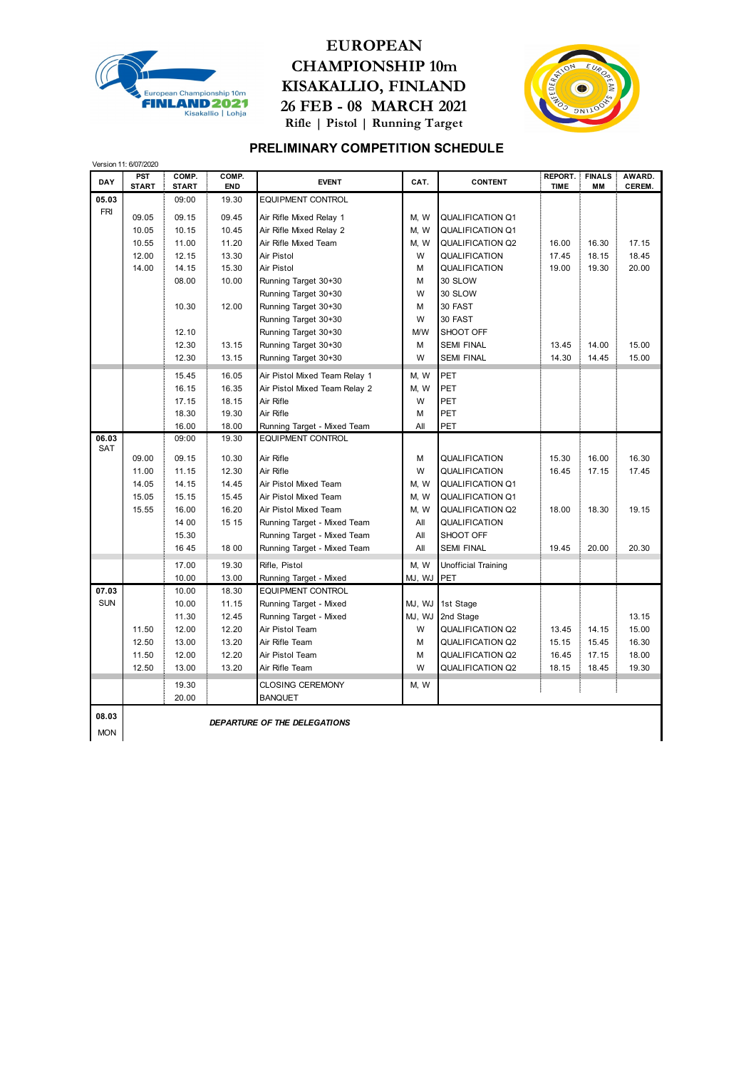# EUROPEAN CHAMPIONSHIP 10m KISAKALLIO, FINLAND 26 FEB - 08 MARCH 2021

Rifle | Pistol | Running Target

European Championship 10m FINLAND 2021 Kisakallio | Lohja

## PRELIMINARY COMPETITION SCHEDULE

Version 11: 6/07/2020

| DAY | PST START | COMP. START | COMP. END | EVENT | CAT. | CONTENT | REPORT. TIME | FINALS MM | AWARD. CEREM. |
|---|---|---|---|---|---|---|---|---|---|
| 05.03 | | 09:00 | 19.30 | EQUIPMENT CONTROL | | | | | |
| FRI | 09.05 | 09.15 | 09.45 | Air Rifle Mixed Relay 1 | M, W | QUALIFICATION Q1 | | | |
| | 10.05 | 10.15 | 10.45 | Air Rifle Mixed Relay 2 | M, W | QUALIFICATION Q1 | | | |
| | 10.55 | 11.00 | 11.20 | Air Rifle Mixed Team | M, W | QUALIFICATION Q2 | 16.00 | 16.30 | 17.15 |
| | 12.00 | 12.15 | 13.30 | Air Pistol | W | QUALIFICATION | 17.45 | 18.15 | 18.45 |
| | 14.00 | 14.15 | 15.30 | Air Pistol | M | QUALIFICATION | 19.00 | 19.30 | 20.00 |
| | | 08.00 | 10.00 | Running Target 30+30 | M | 30 SLOW | | | |
| | | | | Running Target 30+30 | W | 30 SLOW | | | |
| | | 10.30 | 12.00 | Running Target 30+30 | M | 30 FAST | | | |
| | | | | Running Target 30+30 | W | 30 FAST | | | |
| | | 12.10 | | Running Target 30+30 | M/W | SHOOT OFF | | | |
| | | 12.30 | 13.15 | Running Target 30+30 | M | SEMI FINAL | 13.45 | 14.00 | 15.00 |
| | | 12.30 | 13.15 | Running Target 30+30 | W | SEMI FINAL | 14.30 | 14.45 | 15.00 |
| | | 15.45 | 16.05 | Air Pistol Mixed Team Relay 1 | M, W | PET | | | |
| | | 16.15 | 16.35 | Air Pistol Mixed Team Relay 2 | M, W | PET | | | |
| | | 17.15 | 18.15 | Air Rifle | W | PET | | | |
| | | 18.30 | 19.30 | Air Rifle | M | PET | | | |
| | | 16.00 | 18.00 | Running Target - Mixed Team | All | PET | | | |
| 06.03 | | 09:00 | 19.30 | EQUIPMENT CONTROL | | | | | |
| SAT | 09.00 | 09.15 | 10.30 | Air Rifle | M | QUALIFICATION | 15.30 | 16.00 | 16.30 |
| | 11.00 | 11.15 | 12.30 | Air Rifle | W | QUALIFICATION | 16.45 | 17.15 | 17.45 |
| | 14.05 | 14.15 | 14.45 | Air Pistol Mixed Team | M, W | QUALIFICATION Q1 | | | |
| | 15.05 | 15.15 | 15.45 | Air Pistol Mixed Team | M, W | QUALIFICATION Q1 | | | |
| | 15.55 | 16.00 | 16.20 | Air Pistol Mixed Team | M, W | QUALIFICATION Q2 | 18.00 | 18.30 | 19.15 |
| | | 14 00 | 15 15 | Running Target - Mixed Team | All | QUALIFICATION | | | |
| | | 15.30 | | Running Target - Mixed Team | All | SHOOT OFF | | | |
| | | 16 45 | 18 00 | Running Target - Mixed Team | All | SEMI FINAL | 19.45 | 20.00 | 20.30 |
| | | 17.00 | 19.30 | Rifle, Pistol | M, W | Unofficial Training | | | |
| | | 10.00 | 13.00 | Running Target - Mixed | MJ, WJ | PET | | | |
| 07.03 | | 10.00 | 18.30 | EQUIPMENT CONTROL | | | | | |
| SUN | | 10.00 | 11.15 | Running Target - Mixed | MJ, WJ | 1st Stage | | | |
| | | 11.30 | 12.45 | Running Target - Mixed | MJ, WJ | 2nd Stage | | | 13.15 |
| | 11.50 | 12.00 | 12.20 | Air Pistol Team | W | QUALIFICATION Q2 | 13.45 | 14.15 | 15.00 |
| | 12.50 | 13.00 | 13.20 | Air Rifle Team | M | QUALIFICATION Q2 | 15.15 | 15.45 | 16.30 |
| | 11.50 | 12.00 | 12.20 | Air Pistol Team | M | QUALIFICATION Q2 | 16.45 | 17.15 | 18.00 |
| | 12.50 | 13.00 | 13.20 | Air Rifle Team | W | QUALIFICATION Q2 | 18.15 | 18.45 | 19.30 |
| | | 19.30 | | CLOSING CEREMONY | M, W | | | | |
| | | 20.00 | | BANQUET | | | | | |
| 08.03 MON | | | | ***DEPARTURE OF THE DELEGATIONS*** | | | | | |